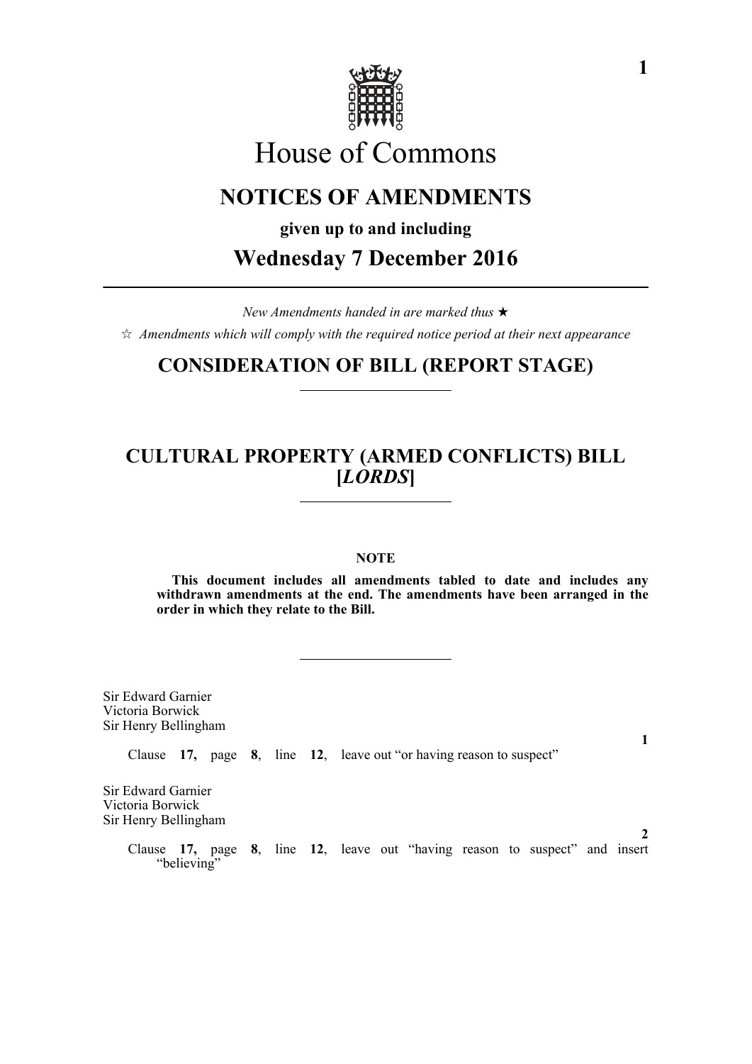# House of Commons

## NOTICES OF AMENDMENTS

**given up to and including**

## Wednesday 7 December 2016

*New Amendments handed in are marked thus ★*

☆ *Amendments which will comply with the required notice period at their next appearance*

## CONSIDERATION OF BILL (REPORT STAGE)

## CULTURAL PROPERTY (ARMED CONFLICTS) BILL [*LORDS*]

**NOTE**

**This document includes all amendments tabled to date and includes any withdrawn amendments at the end. The amendments have been arranged in the order in which they relate to the Bill.**

Sir Edward Garnier
Victoria Borwick
Sir Henry Bellingham

**1**

Clause **17,** page **8**, line **12**, leave out "or having reason to suspect"

Sir Edward Garnier
Victoria Borwick
Sir Henry Bellingham

**2**

Clause **17,** page **8**, line **12**, leave out "having reason to suspect" and insert "believing"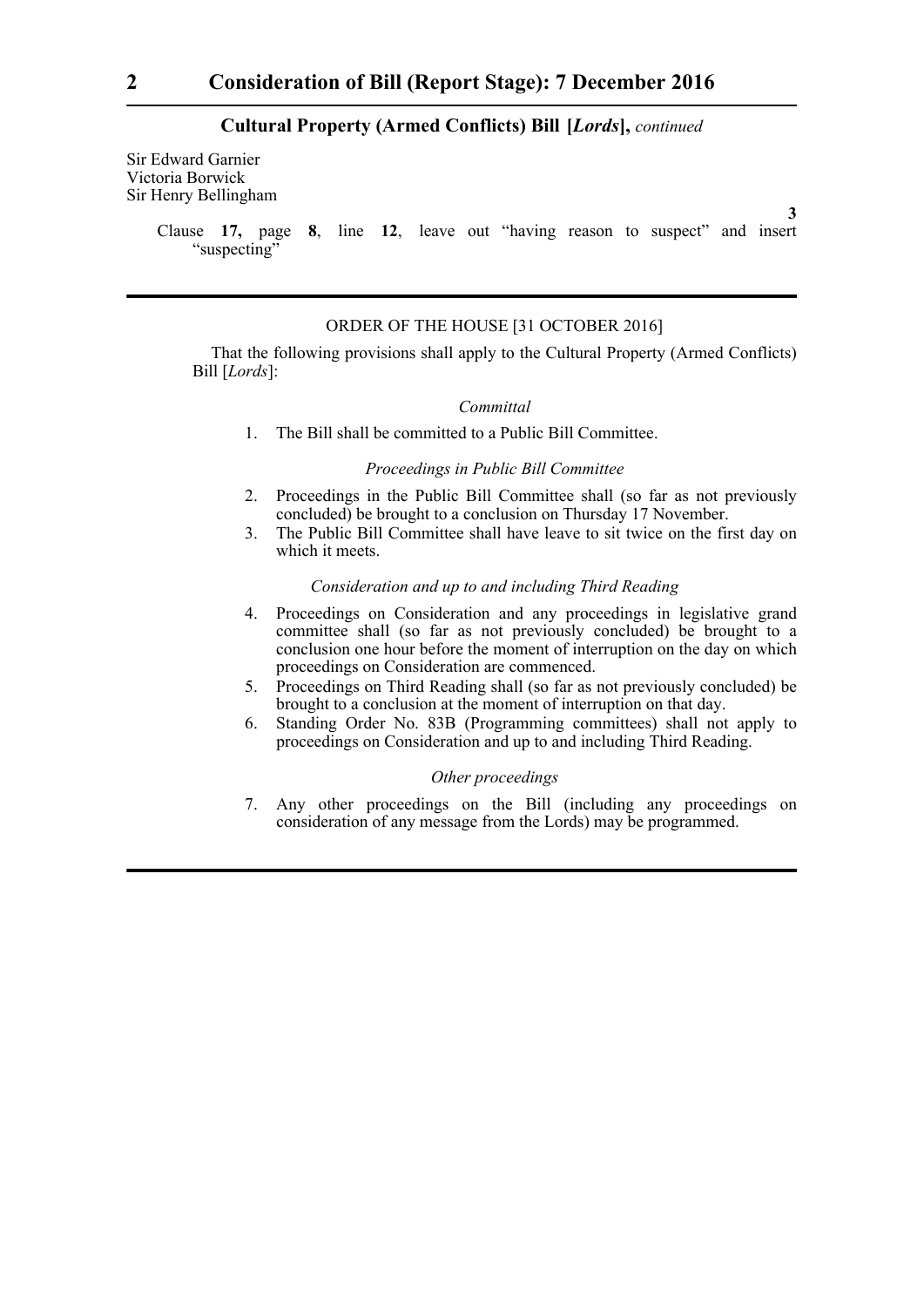**Cultural Property (Armed Conflicts) Bill [*Lords*],** *continued*

Sir Edward Garnier
Victoria Borwick
Sir Henry Bellingham

**3**

Clause **17,** page **8**, line **12**, leave out "having reason to suspect" and insert "suspecting"

---

ORDER OF THE HOUSE [31 OCTOBER 2016]

That the following provisions shall apply to the Cultural Property (Armed Conflicts) Bill [*Lords*]:

*Committal*

1. The Bill shall be committed to a Public Bill Committee.

*Proceedings in Public Bill Committee*

2. Proceedings in the Public Bill Committee shall (so far as not previously concluded) be brought to a conclusion on Thursday 17 November.
3. The Public Bill Committee shall have leave to sit twice on the first day on which it meets.

*Consideration and up to and including Third Reading*

4. Proceedings on Consideration and any proceedings in legislative grand committee shall (so far as not previously concluded) be brought to a conclusion one hour before the moment of interruption on the day on which proceedings on Consideration are commenced.
5. Proceedings on Third Reading shall (so far as not previously concluded) be brought to a conclusion at the moment of interruption on that day.
6. Standing Order No. 83B (Programming committees) shall not apply to proceedings on Consideration and up to and including Third Reading.

*Other proceedings*

7. Any other proceedings on the Bill (including any proceedings on consideration of any message from the Lords) may be programmed.